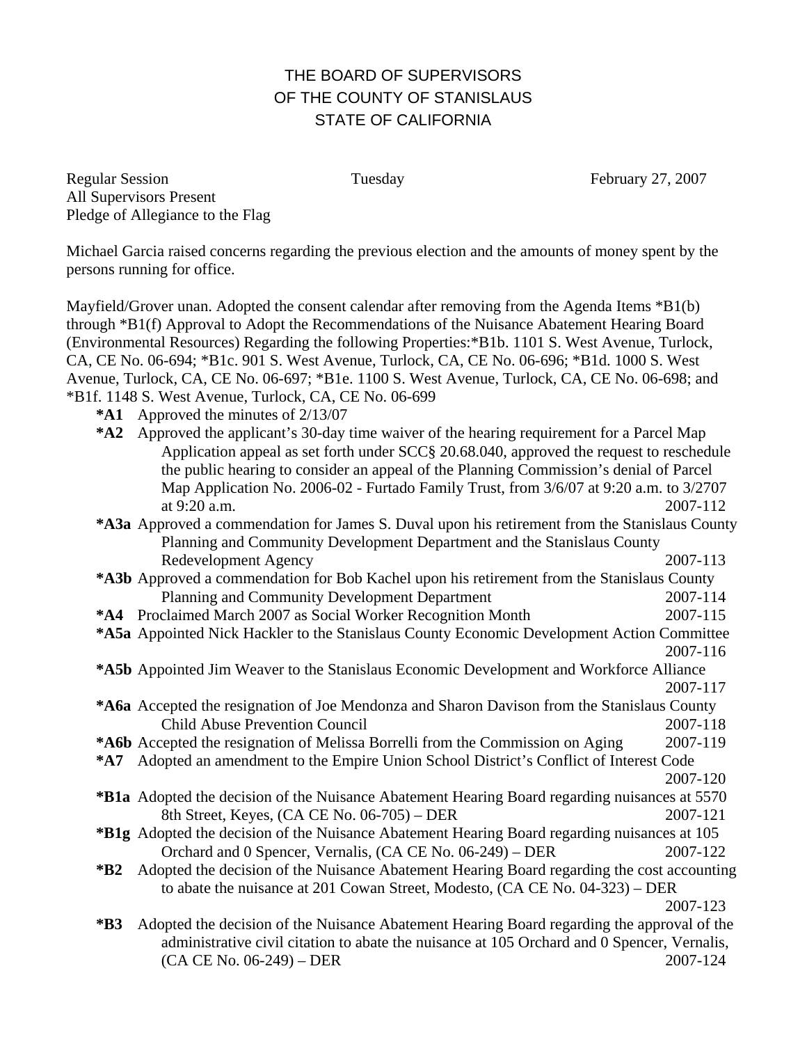# THE BOARD OF SUPERVISORS
# OF THE COUNTY OF STANISLAUS
# STATE OF CALIFORNIA

Regular Session          Tuesday          February 27, 2007
All Supervisors Present
Pledge of Allegiance to the Flag

Michael Garcia raised concerns regarding the previous election and the amounts of money spent by the persons running for office.

Mayfield/Grover unan. Adopted the consent calendar after removing from the Agenda Items *B1(b) through *B1(f) Approval to Adopt the Recommendations of the Nuisance Abatement Hearing Board (Environmental Resources) Regarding the following Properties:*B1b. 1101 S. West Avenue, Turlock, CA, CE No. 06-694; *B1c. 901 S. West Avenue, Turlock, CA, CE No. 06-696; *B1d. 1000 S. West Avenue, Turlock, CA, CE No. 06-697; *B1e. 1100 S. West Avenue, Turlock, CA, CE No. 06-698; and *B1f. 1148 S. West Avenue, Turlock, CA, CE No. 06-699

- **\*A1** Approved the minutes of 2/13/07
- **\*A2** Approved the applicant's 30-day time waiver of the hearing requirement for a Parcel Map Application appeal as set forth under SCC§ 20.68.040, approved the request to reschedule the public hearing to consider an appeal of the Planning Commission's denial of Parcel Map Application No. 2006-02 - Furtado Family Trust, from 3/6/07 at 9:20 a.m. to 3/2707 at 9:20 a.m. 2007-112
- **\*A3a** Approved a commendation for James S. Duval upon his retirement from the Stanislaus County Planning and Community Development Department and the Stanislaus County Redevelopment Agency 2007-113
- **\*A3b** Approved a commendation for Bob Kachel upon his retirement from the Stanislaus County Planning and Community Development Department 2007-114
- **\*A4** Proclaimed March 2007 as Social Worker Recognition Month 2007-115
- **\*A5a** Appointed Nick Hackler to the Stanislaus County Economic Development Action Committee 2007-116
- **\*A5b** Appointed Jim Weaver to the Stanislaus Economic Development and Workforce Alliance 2007-117
- **\*A6a** Accepted the resignation of Joe Mendonza and Sharon Davison from the Stanislaus County Child Abuse Prevention Council 2007-118
- **\*A6b** Accepted the resignation of Melissa Borrelli from the Commission on Aging 2007-119
- **\*A7** Adopted an amendment to the Empire Union School District's Conflict of Interest Code 2007-120
- **\*B1a** Adopted the decision of the Nuisance Abatement Hearing Board regarding nuisances at 5570 8th Street, Keyes, (CA CE No. 06-705) – DER 2007-121
- **\*B1g** Adopted the decision of the Nuisance Abatement Hearing Board regarding nuisances at 105 Orchard and 0 Spencer, Vernalis, (CA CE No. 06-249) – DER 2007-122
- **\*B2** Adopted the decision of the Nuisance Abatement Hearing Board regarding the cost accounting to abate the nuisance at 201 Cowan Street, Modesto, (CA CE No. 04-323) – DER 2007-123
- **\*B3** Adopted the decision of the Nuisance Abatement Hearing Board regarding the approval of the administrative civil citation to abate the nuisance at 105 Orchard and 0 Spencer, Vernalis, (CA CE No. 06-249) – DER 2007-124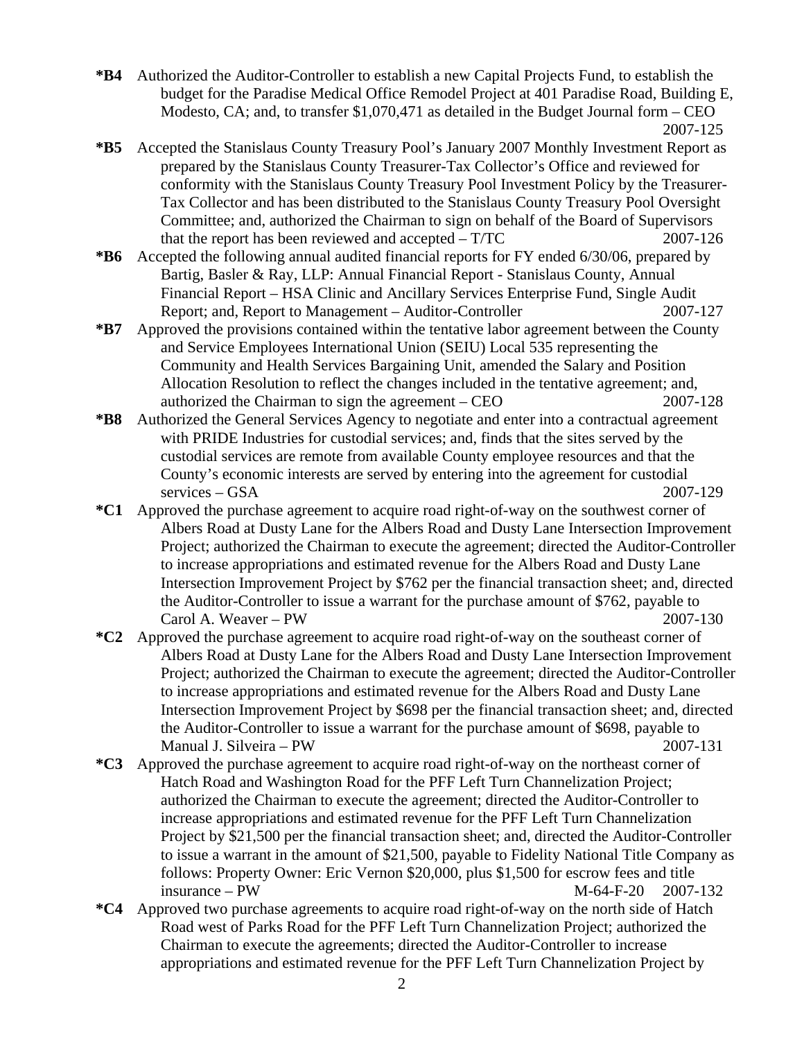**\*B4** Authorized the Auditor-Controller to establish a new Capital Projects Fund, to establish the budget for the Paradise Medical Office Remodel Project at 401 Paradise Road, Building E, Modesto, CA; and, to transfer $1,070,471 as detailed in the Budget Journal form – CEO 2007-125

**\*B5** Accepted the Stanislaus County Treasury Pool's January 2007 Monthly Investment Report as prepared by the Stanislaus County Treasurer-Tax Collector's Office and reviewed for conformity with the Stanislaus County Treasury Pool Investment Policy by the Treasurer-Tax Collector and has been distributed to the Stanislaus County Treasury Pool Oversight Committee; and, authorized the Chairman to sign on behalf of the Board of Supervisors that the report has been reviewed and accepted – T/TC 2007-126

**\*B6** Accepted the following annual audited financial reports for FY ended 6/30/06, prepared by Bartig, Basler & Ray, LLP: Annual Financial Report - Stanislaus County, Annual Financial Report – HSA Clinic and Ancillary Services Enterprise Fund, Single Audit Report; and, Report to Management – Auditor-Controller 2007-127

**\*B7** Approved the provisions contained within the tentative labor agreement between the County and Service Employees International Union (SEIU) Local 535 representing the Community and Health Services Bargaining Unit, amended the Salary and Position Allocation Resolution to reflect the changes included in the tentative agreement; and, authorized the Chairman to sign the agreement – CEO 2007-128

**\*B8** Authorized the General Services Agency to negotiate and enter into a contractual agreement with PRIDE Industries for custodial services; and, finds that the sites served by the custodial services are remote from available County employee resources and that the County's economic interests are served by entering into the agreement for custodial services – GSA 2007-129

**\*C1** Approved the purchase agreement to acquire road right-of-way on the southwest corner of Albers Road at Dusty Lane for the Albers Road and Dusty Lane Intersection Improvement Project; authorized the Chairman to execute the agreement; directed the Auditor-Controller to increase appropriations and estimated revenue for the Albers Road and Dusty Lane Intersection Improvement Project by $762 per the financial transaction sheet; and, directed the Auditor-Controller to issue a warrant for the purchase amount of $762, payable to Carol A. Weaver – PW 2007-130

**\*C2** Approved the purchase agreement to acquire road right-of-way on the southeast corner of Albers Road at Dusty Lane for the Albers Road and Dusty Lane Intersection Improvement Project; authorized the Chairman to execute the agreement; directed the Auditor-Controller to increase appropriations and estimated revenue for the Albers Road and Dusty Lane Intersection Improvement Project by $698 per the financial transaction sheet; and, directed the Auditor-Controller to issue a warrant for the purchase amount of $698, payable to Manual J. Silveira – PW 2007-131

**\*C3** Approved the purchase agreement to acquire road right-of-way on the northeast corner of Hatch Road and Washington Road for the PFF Left Turn Channelization Project; authorized the Chairman to execute the agreement; directed the Auditor-Controller to increase appropriations and estimated revenue for the PFF Left Turn Channelization Project by $21,500 per the financial transaction sheet; and, directed the Auditor-Controller to issue a warrant in the amount of $21,500, payable to Fidelity National Title Company as follows: Property Owner: Eric Vernon $20,000, plus $1,500 for escrow fees and title insurance – PW M-64-F-20 2007-132

**\*C4** Approved two purchase agreements to acquire road right-of-way on the north side of Hatch Road west of Parks Road for the PFF Left Turn Channelization Project; authorized the Chairman to execute the agreements; directed the Auditor-Controller to increase appropriations and estimated revenue for the PFF Left Turn Channelization Project by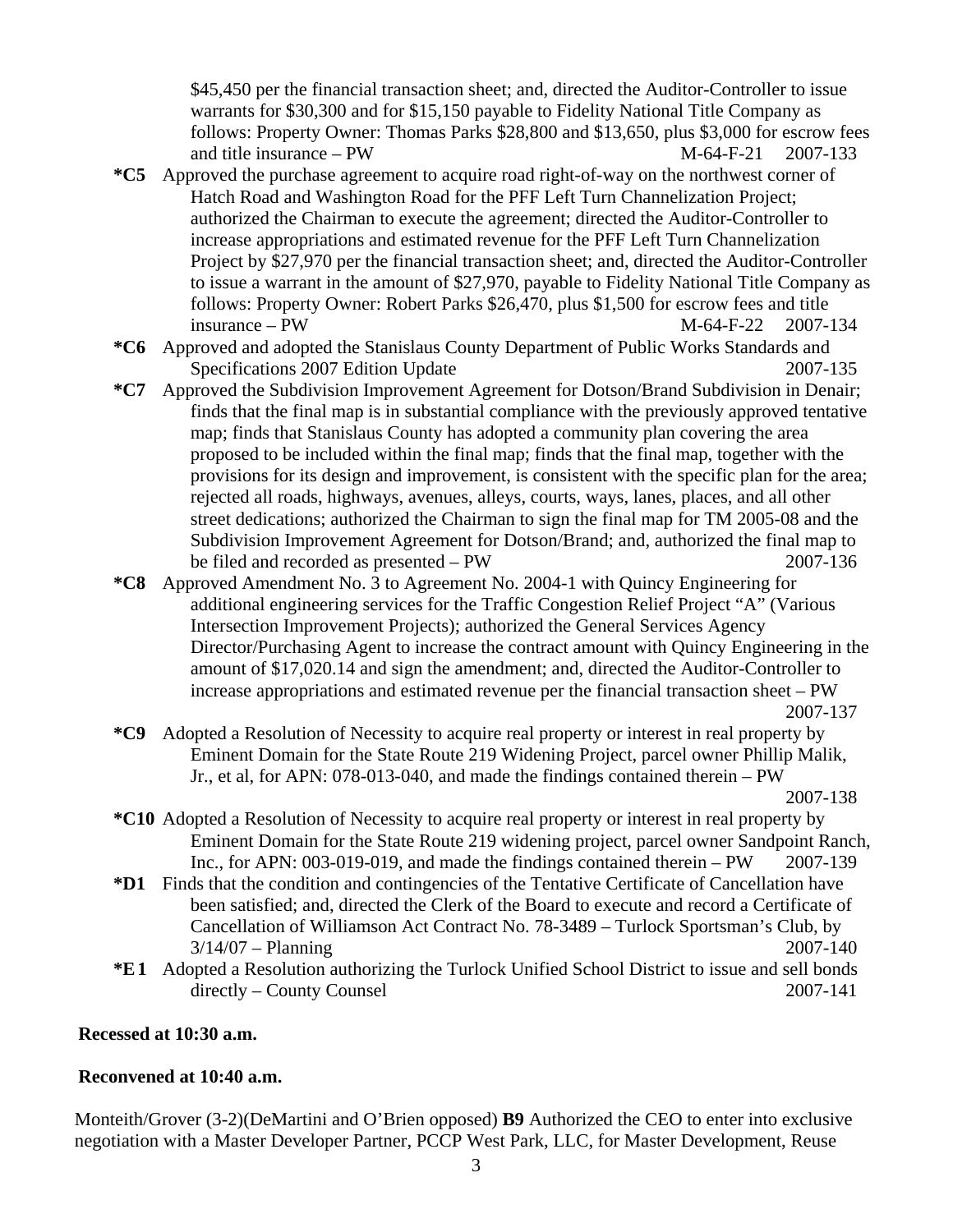$45,450 per the financial transaction sheet; and, directed the Auditor-Controller to issue warrants for $30,300 and for $15,150 payable to Fidelity National Title Company as follows: Property Owner: Thomas Parks $28,800 and $13,650, plus $3,000 for escrow fees and title insurance – PW M-64-F-21 2007-133

**\*C5** Approved the purchase agreement to acquire road right-of-way on the northwest corner of Hatch Road and Washington Road for the PFF Left Turn Channelization Project; authorized the Chairman to execute the agreement; directed the Auditor-Controller to increase appropriations and estimated revenue for the PFF Left Turn Channelization Project by $27,970 per the financial transaction sheet; and, directed the Auditor-Controller to issue a warrant in the amount of $27,970, payable to Fidelity National Title Company as follows: Property Owner: Robert Parks $26,470, plus $1,500 for escrow fees and title insurance – PW M-64-F-22 2007-134

**\*C6** Approved and adopted the Stanislaus County Department of Public Works Standards and Specifications 2007 Edition Update 2007-135

**\*C7** Approved the Subdivision Improvement Agreement for Dotson/Brand Subdivision in Denair; finds that the final map is in substantial compliance with the previously approved tentative map; finds that Stanislaus County has adopted a community plan covering the area proposed to be included within the final map; finds that the final map, together with the provisions for its design and improvement, is consistent with the specific plan for the area; rejected all roads, highways, avenues, alleys, courts, ways, lanes, places, and all other street dedications; authorized the Chairman to sign the final map for TM 2005-08 and the Subdivision Improvement Agreement for Dotson/Brand; and, authorized the final map to be filed and recorded as presented – PW 2007-136

**\*C8** Approved Amendment No. 3 to Agreement No. 2004-1 with Quincy Engineering for additional engineering services for the Traffic Congestion Relief Project "A" (Various Intersection Improvement Projects); authorized the General Services Agency Director/Purchasing Agent to increase the contract amount with Quincy Engineering in the amount of $17,020.14 and sign the amendment; and, directed the Auditor-Controller to increase appropriations and estimated revenue per the financial transaction sheet – PW 2007-137

**\*C9** Adopted a Resolution of Necessity to acquire real property or interest in real property by Eminent Domain for the State Route 219 Widening Project, parcel owner Phillip Malik, Jr., et al, for APN: 078-013-040, and made the findings contained therein – PW 2007-138

**\*C10** Adopted a Resolution of Necessity to acquire real property or interest in real property by Eminent Domain for the State Route 219 widening project, parcel owner Sandpoint Ranch, Inc., for APN: 003-019-019, and made the findings contained therein – PW 2007-139

**\*D1** Finds that the condition and contingencies of the Tentative Certificate of Cancellation have been satisfied; and, directed the Clerk of the Board to execute and record a Certificate of Cancellation of Williamson Act Contract No. 78-3489 – Turlock Sportsman's Club, by 3/14/07 – Planning 2007-140

**\*E1** Adopted a Resolution authorizing the Turlock Unified School District to issue and sell bonds directly – County Counsel 2007-141

**Recessed at 10:30 a.m.**

**Reconvened at 10:40 a.m.**

Monteith/Grover (3-2)(DeMartini and O'Brien opposed) **B9** Authorized the CEO to enter into exclusive negotiation with a Master Developer Partner, PCCP West Park, LLC, for Master Development, Reuse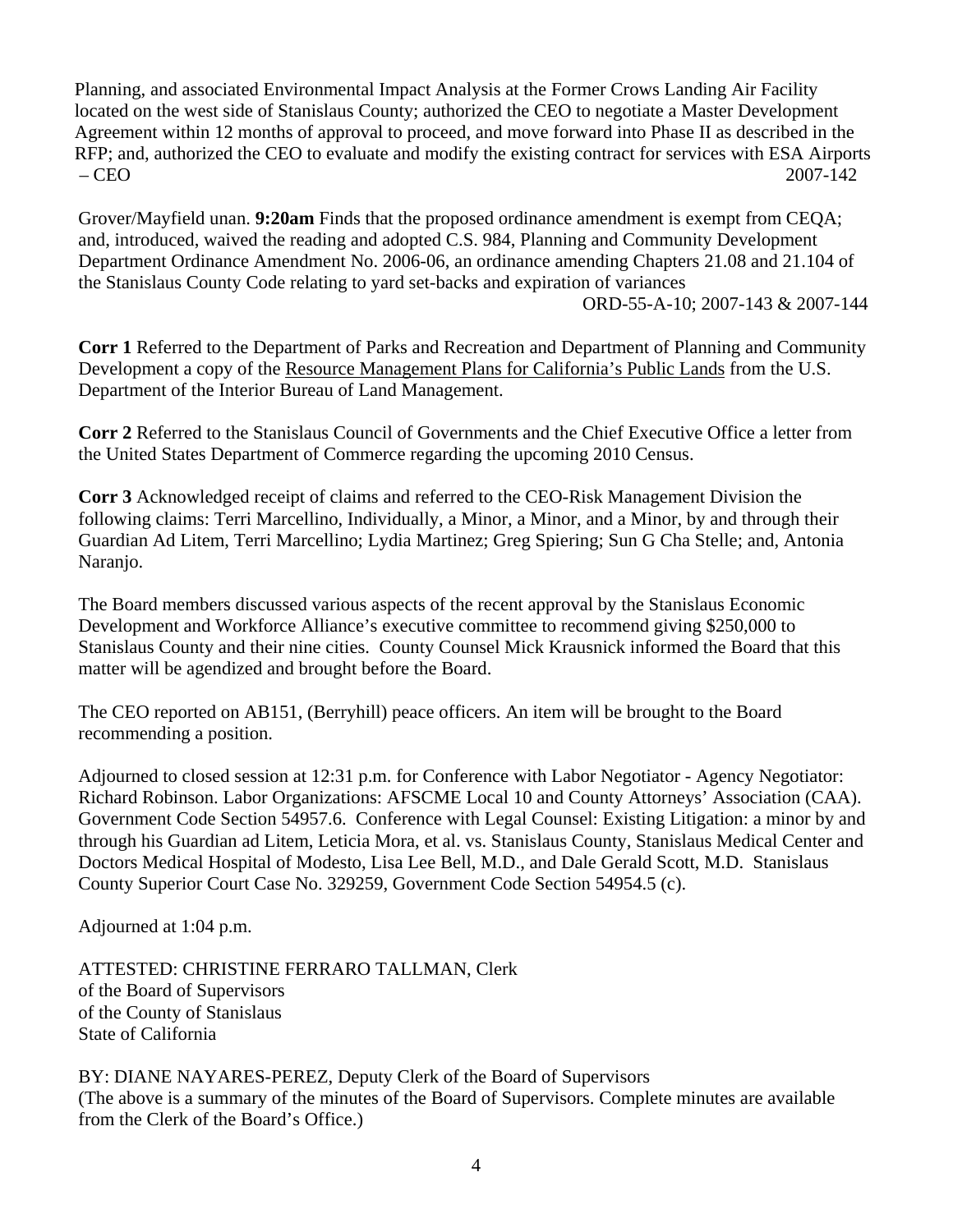Planning, and associated Environmental Impact Analysis at the Former Crows Landing Air Facility located on the west side of Stanislaus County; authorized the CEO to negotiate a Master Development Agreement within 12 months of approval to proceed, and move forward into Phase II as described in the RFP; and, authorized the CEO to evaluate and modify the existing contract for services with ESA Airports – CEO 2007-142

Grover/Mayfield unan. **9:20am** Finds that the proposed ordinance amendment is exempt from CEQA; and, introduced, waived the reading and adopted C.S. 984, Planning and Community Development Department Ordinance Amendment No. 2006-06, an ordinance amending Chapters 21.08 and 21.104 of the Stanislaus County Code relating to yard set-backs and expiration of variances ORD-55-A-10; 2007-143 & 2007-144

**Corr 1** Referred to the Department of Parks and Recreation and Department of Planning and Community Development a copy of the Resource Management Plans for California's Public Lands from the U.S. Department of the Interior Bureau of Land Management.

**Corr 2** Referred to the Stanislaus Council of Governments and the Chief Executive Office a letter from the United States Department of Commerce regarding the upcoming 2010 Census.

**Corr 3** Acknowledged receipt of claims and referred to the CEO-Risk Management Division the following claims: Terri Marcellino, Individually, a Minor, a Minor, and a Minor, by and through their Guardian Ad Litem, Terri Marcellino; Lydia Martinez; Greg Spiering; Sun G Cha Stelle; and, Antonia Naranjo.

The Board members discussed various aspects of the recent approval by the Stanislaus Economic Development and Workforce Alliance's executive committee to recommend giving $250,000 to Stanislaus County and their nine cities. County Counsel Mick Krausnick informed the Board that this matter will be agendized and brought before the Board.

The CEO reported on AB151, (Berryhill) peace officers. An item will be brought to the Board recommending a position.

Adjourned to closed session at 12:31 p.m. for Conference with Labor Negotiator - Agency Negotiator: Richard Robinson. Labor Organizations: AFSCME Local 10 and County Attorneys' Association (CAA). Government Code Section 54957.6. Conference with Legal Counsel: Existing Litigation: a minor by and through his Guardian ad Litem, Leticia Mora, et al. vs. Stanislaus County, Stanislaus Medical Center and Doctors Medical Hospital of Modesto, Lisa Lee Bell, M.D., and Dale Gerald Scott, M.D. Stanislaus County Superior Court Case No. 329259, Government Code Section 54954.5 (c).

Adjourned at 1:04 p.m.

ATTESTED: CHRISTINE FERRARO TALLMAN, Clerk
of the Board of Supervisors
of the County of Stanislaus
State of California

BY: DIANE NAYARES-PEREZ, Deputy Clerk of the Board of Supervisors
(The above is a summary of the minutes of the Board of Supervisors. Complete minutes are available from the Clerk of the Board's Office.)